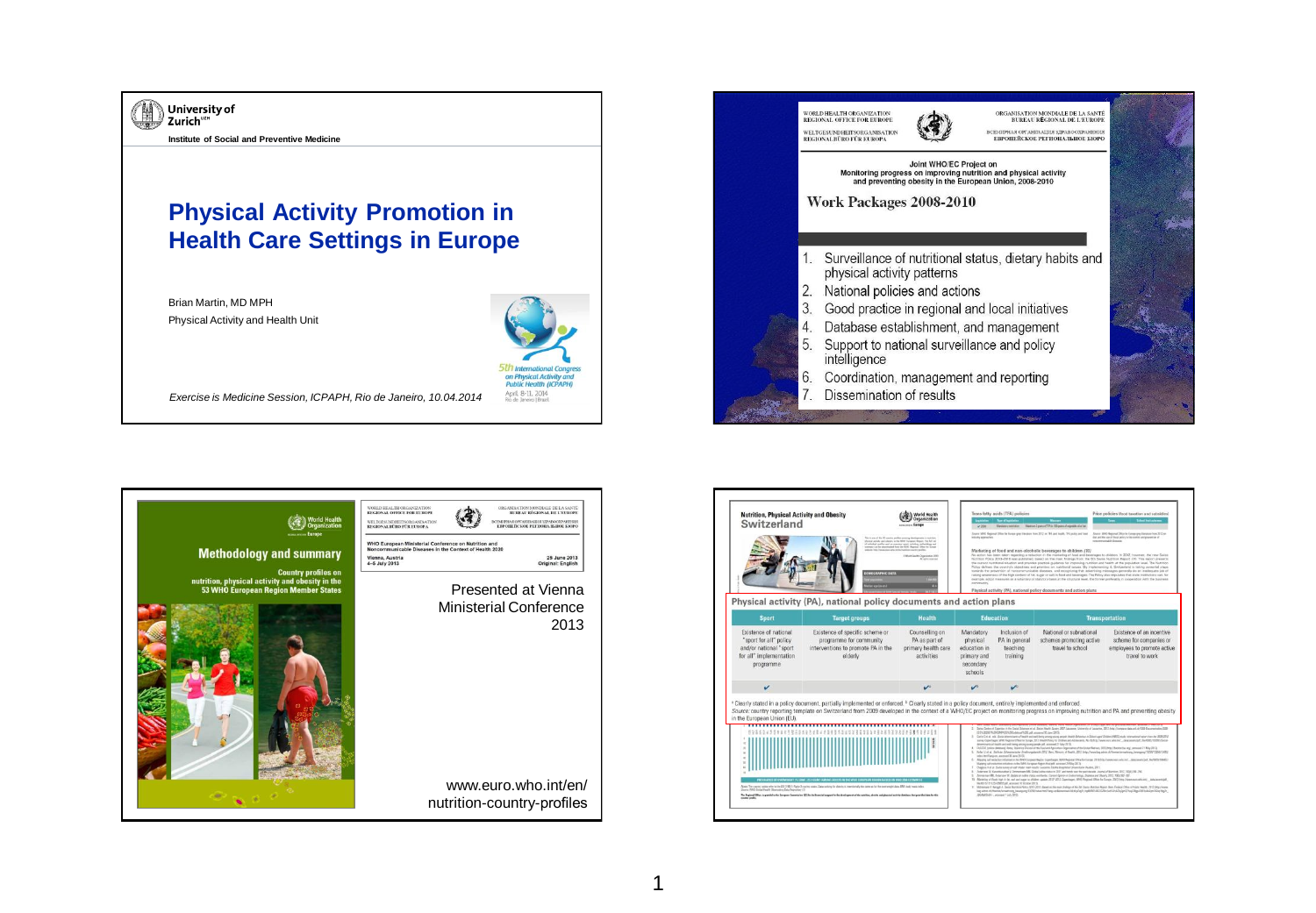University of Zurich

Institute of Social and Preventive Medicine

# Physical Activity Promotion in Health Care Settings in Europe

Brian Martin, MD MPH

Physical Activity and Health Unit

5th International Congress on Physical Activity and Public Health (ICPAPH)
April 8-11, 2014
Rio de Janeiro | Brazil

*Exercise is Medicine Session, ICPAPH, Rio de Janeiro, 10.04.2014*

---

WORLD HEALTH ORGANIZATION REGIONAL OFFICE FOR EUROPE
WELTGESUNDHEITSORGANISATION REGIONALBÜRO FÜR EUROPA
ORGANISATION MONDIALE DE LA SANTÉ BUREAU RÉGIONAL DE L'EUROPE
ВСЕМИРНАЯ ОРГАНИЗАЦИЯ ЗДРАВООХРАНЕНИЯ ЕВРОПЕЙСКОЕ РЕГИОНАЛЬНОЕ БЮРО

**Joint WHO/EC Project on Monitoring progress on improving nutrition and physical activity and preventing obesity in the European Union, 2008-2010**

## Work Packages 2008-2010

1. Surveillance of nutritional status, dietary habits and physical activity patterns
2. National policies and actions
3. Good practice in regional and local initiatives
4. Database establishment, and management
5. Support to national surveillance and policy intelligence
6. Coordination, management and reporting
7. Dissemination of results

---

World Health Organization Europe

**Methodology and summary**

Country profiles on nutrition, physical activity and obesity in the 53 WHO European Region Member States

WHO European Ministerial Conference on Nutrition and Noncommunicable Diseases in the Context of Health 2020
Vienna, Austria 4–5 July 2013
28 June 2013 Original: English

Presented at Vienna Ministerial Conference 2013

www.euro.who.int/en/nutrition-country-profiles

---

**Nutrition, Physical Activity and Obesity Switzerland**

Physical activity (PA), national policy documents and action plans

| Sport | Target groups | Health | Education | | Transportation | |
|---|---|---|---|---|---|---|
| Existence of national "sport for all" policy and/or national "sport for all" implementation programme | Existence of specific scheme or programme for community interventions to promote PA in the elderly | Counselling on PA as part of primary health care activities | Mandatory physical education in primary and secondary schools | Inclusion of PA in general teaching training | National or subnational schemes promoting active travel to school | Existence of an incentive scheme for companies or employees to promote active travel to work |
| ✓ | | ✓[a] | ✓[a] | ✓[a] | | |

[a] Clearly stated in a policy document, partially implemented or enforced. [b] Clearly stated in a policy document, entirely implemented and enforced.
*Source:* country reporting template on Switzerland from 2009 developed in the context of a WHO/EC project on monitoring progress on improving nutrition and PA and preventing obesity in the European Union (EU).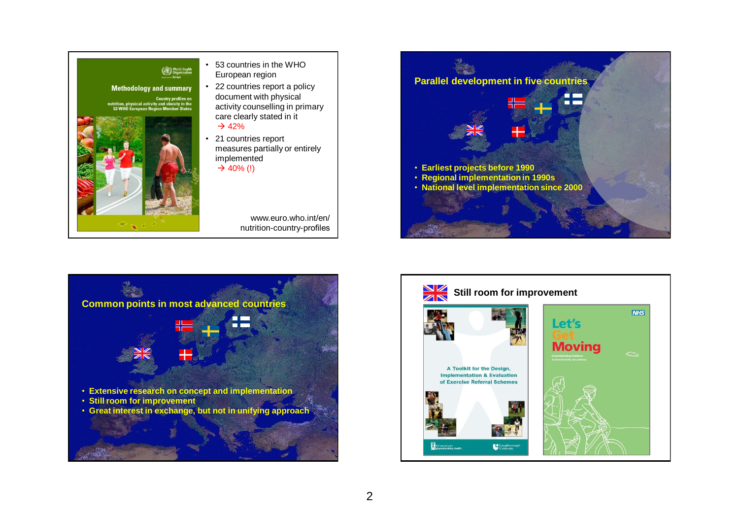## Slide 1

**Methodology and summary**

Country profiles on nutrition, physical activity and obesity in the 53 WHO European Region Member States

- 53 countries in the WHO European region
- 22 countries report a policy document with physical activity counselling in primary care clearly stated in it
  → 42%
- 21 countries report measures partially or entirely implemented
  → 40% (!)

www.euro.who.int/en/nutrition-country-profiles

## Parallel development in five countries

- Earliest projects before 1990
- Regional implementation in 1990s
- National level implementation since 2000

## Common points in most advanced countries

- Extensive research on concept and implementation
- Still room for improvement
- Great interest in exchange, but not in unifying approach

## Still room for improvement

A Toolkit for the Design, Implementation & Evaluation of Exercise Referral Schemes

NHS Let's Get Moving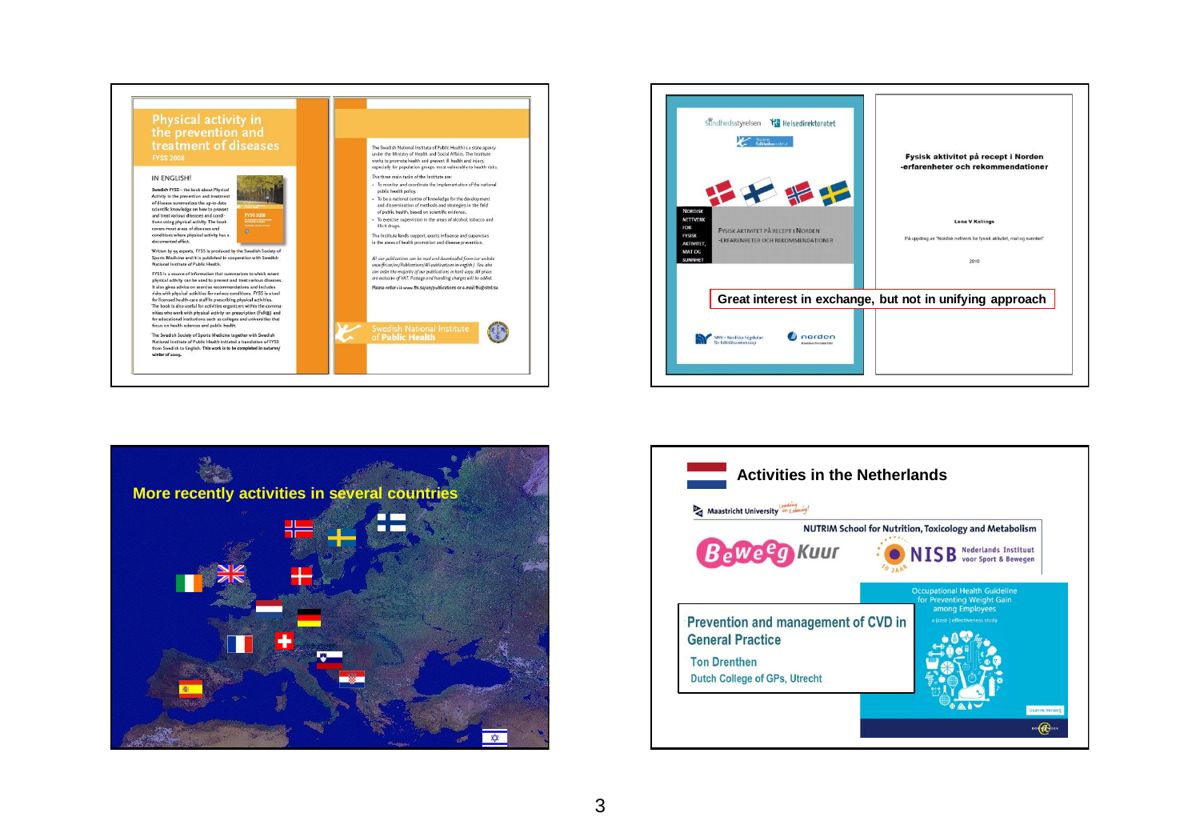## Physical activity in the prevention and treatment of diseases

FYSS 2008

IN ENGLISH!

Swedish FYSS – the book about Physical Activity in the prevention and treatment of disease summarizes the up-to-date scientific knowledge on how to prevent and treat various diseases and conditions using physical activity. The book covers most areas of diseases and conditions where physical activity has a documented effect.

Written by 95 experts, FYSS is produced by the Swedish Society of Sports Medicine and it is published in cooperation with Swedish National Institute of Public Health.

FYSS is a source of information that summarizes to which extent physical activity can be used to prevent and treat various diseases. It also gives advice on exercise recommendations and includes risks with physical activities for various conditions. FYSS is a tool for licensed health-care staff in prescribing physical activities. The book is also useful for activities organizers within the communities who work with physical activity on prescription (FaR®) and for educational institutions such as colleges and universities that focus on health sciences and public health.

The Swedish Society of Sports Medicine together with Swedish National Institute of Public Health initiated a translation of FYSS from Swedish to English. This work is to be completed in autumn/winter of 2009.

The Swedish National Institute of Public Health is a state agency under the Ministry of Health and Social Affairs. The Institute works to promote health and prevent ill health and injury, especially for population groups most vulnerable to health risks.

The three main tasks of the Institute are:

- To monitor and coordinate the implementation of the national public health policy.
- To be a national centre of knowledge for the development and dissemination of methods and strategies in the field of public health, based on scientific evidence.
- To exercise supervision in the areas of alcohol, tobacco and illicit drugs.

The Institute lends support, exerts influence and supervises in the areas of health promotion and disease prevention.

*All our publications can be read and downloaded from our website: www.fhi.se/en/Publications/All-publications-in-english/. You also can order the majority of our publications in hard copy. All prices are exclusive of VAT. Postage and handling charges will be added.*

Please order via www.fhi.se/en/publications or e-mail fhi@strd.se

Swedish National Institute of Public Health

---

Sundhedsstyrelsen · Helsedirektoratet · Statens folkhälsoinstitut

NORDISK NETTVERK FOR FYSISK AKTIVITET, MAT OG SUNNHET

FYSISK AKTIVITET PÅ RECEPT I NORDEN
-ERFARENHETER OCH REKOMMENDATIONER

NHV – Nordiska högskolan för folkhälsovetenskap · norden

**Fysisk aktivitet på recept i Norden -erfarenheter och rekommendationer**

Lena V Kallings

På uppdrag av "Nordisk nettverk for fysisk aktivitet, mat og sunnhet"

2010

**Great interest in exchange, but not in unifying approach**

---

## More recently activities in several countries

---

## Activities in the Netherlands

Maastricht University

NUTRIM School for Nutrition, Toxicology and Metabolism

BeweegKuur

NISB Nederlands Instituut voor Sport & Bewegen

Occupational Health Guideline for Preventing Weight Gain among Employees

a (cost-) effectiveness study

**Prevention and management of CVD in General Practice**

Ton Drenthen

Dutch College of GPs, Utrecht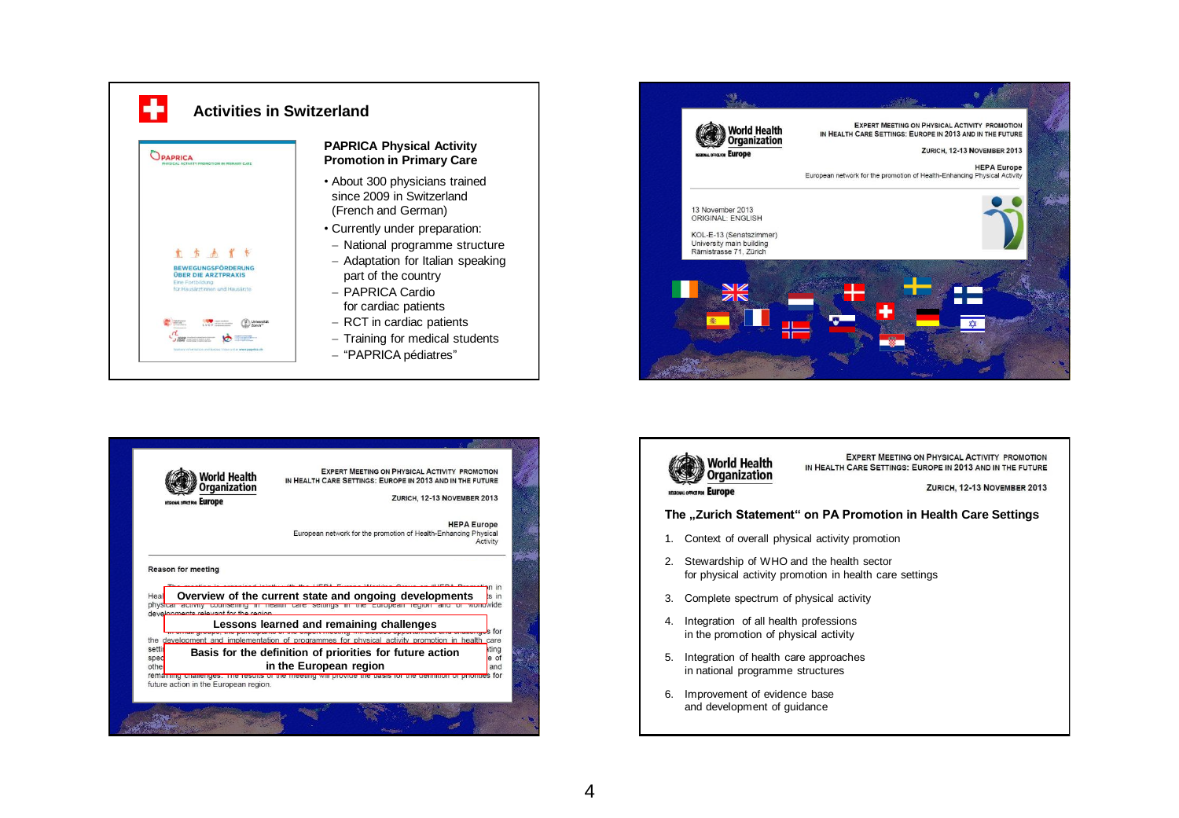## Activities in Switzerland

PAPRICA
PHYSICAL ACTIVITY PROMOTION IN PRIMARY CARE

BEWEGUNGSFÖRDERUNG ÜBER DIE ARZTPRAXIS
Eine Fortbildung für Hausärztinnen und Hausärzte

### PAPRICA Physical Activity Promotion in Primary Care

- About 300 physicians trained since 2009 in Switzerland (French and German)
- Currently under preparation:
  - National programme structure
  - Adaptation for Italian speaking part of the country
  - PAPRICA Cardio for cardiac patients
  - RCT in cardiac patients
  - Training for medical students
  - "PAPRICA pédiatres"

---

World Health Organization
Regional Office for Europe

EXPERT MEETING ON PHYSICAL ACTIVITY PROMOTION IN HEALTH CARE SETTINGS: EUROPE IN 2013 AND IN THE FUTURE

ZURICH, 12-13 NOVEMBER 2013

HEPA Europe
European network for the promotion of Health-Enhancing Physical Activity

13 November 2013
ORIGINAL: ENGLISH

KOL-E-13 (Senatszimmer)
University main building
Rämistrasse 71, Zürich

---

World Health Organization
Regional Office for Europe

EXPERT MEETING ON PHYSICAL ACTIVITY PROMOTION IN HEALTH CARE SETTINGS: EUROPE IN 2013 AND IN THE FUTURE

ZURICH, 12-13 NOVEMBER 2013

HEPA Europe
European network for the promotion of Health-Enhancing Physical Activity

**Reason for meeting**

- **Overview of the current state and ongoing developments**
- **Lessons learned and remaining challenges**
- **Basis for the definition of priorities for future action in the European region**

---

World Health Organization
Regional Office for Europe

EXPERT MEETING ON PHYSICAL ACTIVITY PROMOTION IN HEALTH CARE SETTINGS: EUROPE IN 2013 AND IN THE FUTURE

ZURICH, 12-13 NOVEMBER 2013

### The „Zurich Statement" on PA Promotion in Health Care Settings

1. Context of overall physical activity promotion
2. Stewardship of WHO and the health sector for physical activity promotion in health care settings
3. Complete spectrum of physical activity
4. Integration of all health professions in the promotion of physical activity
5. Integration of health care approaches in national programme structures
6. Improvement of evidence base and development of guidance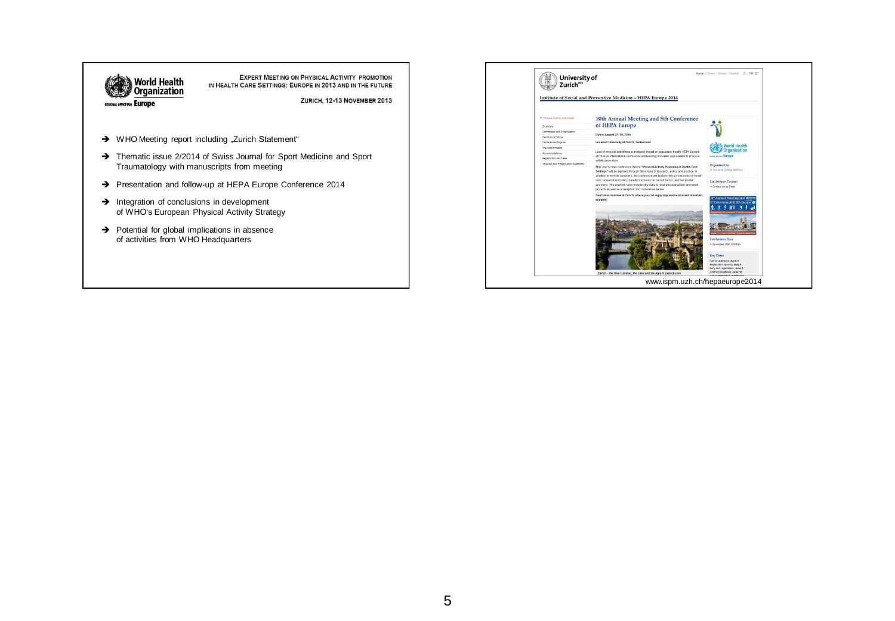World Health Organization
REGIONAL OFFICE FOR Europe

**EXPERT MEETING ON PHYSICAL ACTIVITY PROMOTION IN HEALTH CARE SETTINGS: EUROPE IN 2013 AND IN THE FUTURE**

**ZURICH, 12-13 NOVEMBER 2013**

- ➔ WHO Meeting report including „Zurich Statement"
- ➔ Thematic issue 2/2014 of Swiss Journal for Sport Medicine and Sport Traumatology with manuscripts from meeting
- ➔ Presentation and follow-up at HEPA Europe Conference 2014
- ➔ Integration of conclusions in development of WHO's European Physical Activity Strategy
- ➔ Potential for global implications in absence of activities from WHO Headquarters

University of Zurich

Institute of Social and Preventive Medicine – HEPA Europe 2014

10th Annual Meeting and 5th Conference of HEPA Europe

Dates: August 27-29, 2014

Location: University of Zurich, Switzerland

www.ispm.uzh.ch/hepaeurope2014